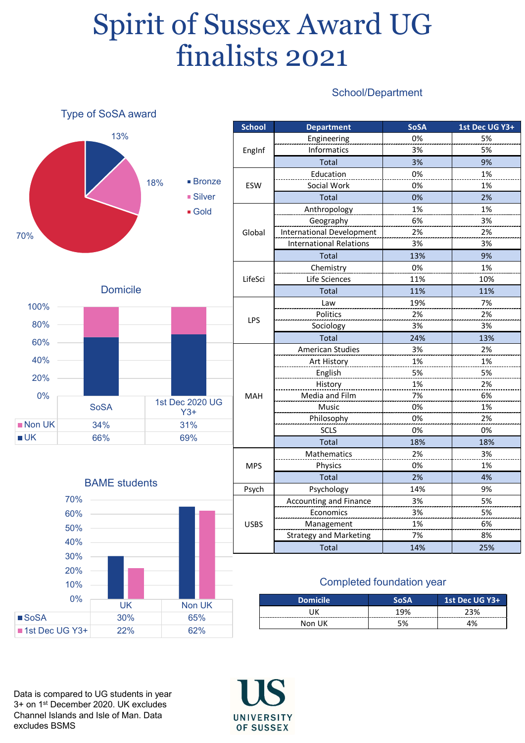# Spirit of Sussex Award UG finalists 2021

## Type of SoSA award

| Award | % |
|---|---|
| Bronze | 13% |
| Silver | 18% |
| Gold | 70% |

## Domicile

| | SoSA | 1st Dec 2020 UG Y3+ |
|---|---|---|
| Non UK | 34% | 31% |
| UK | 66% | 69% |

## BAME students

| | UK | Non UK |
|---|---|---|
| SoSA | 30% | 65% |
| 1st Dec UG Y3+ | 22% | 62% |

## School/Department

| School | Department | SoSA | 1st Dec UG Y3+ |
|---|---|---|---|
| EngInf | Engineering | 0% | 5% |
| | Informatics | 3% | 5% |
| | Total | 3% | 9% |
| ESW | Education | 0% | 1% |
| | Social Work | 0% | 1% |
| | Total | 0% | 2% |
| Global | Anthropology | 1% | 1% |
| | Geography | 6% | 3% |
| | International Development | 2% | 2% |
| | International Relations | 3% | 3% |
| | Total | 13% | 9% |
| LifeSci | Chemistry | 0% | 1% |
| | Life Sciences | 11% | 10% |
| | Total | 11% | 11% |
| LPS | Law | 19% | 7% |
| | Politics | 2% | 2% |
| | Sociology | 3% | 3% |
| | Total | 24% | 13% |
| MAH | American Studies | 3% | 2% |
| | Art History | 1% | 1% |
| | English | 5% | 5% |
| | History | 1% | 2% |
| | Media and Film | 7% | 6% |
| | Music | 0% | 1% |
| | Philosophy | 0% | 2% |
| | SCLS | 0% | 0% |
| | Total | 18% | 18% |
| MPS | Mathematics | 2% | 3% |
| | Physics | 0% | 1% |
| | Total | 2% | 4% |
| Psych | Psychology | 14% | 9% |
| USBS | Accounting and Finance | 3% | 5% |
| | Economics | 3% | 5% |
| | Management | 1% | 6% |
| | Strategy and Marketing | 7% | 8% |
| | Total | 14% | 25% |

## Completed foundation year

| Domicile | SoSA | 1st Dec UG Y3+ |
|---|---|---|
| UK | 19% | 23% |
| Non UK | 5% | 4% |

Data is compared to UG students in year 3+ on 1st December 2020. UK excludes Channel Islands and Isle of Man. Data excludes BSMS

US UNIVERSITY OF SUSSEX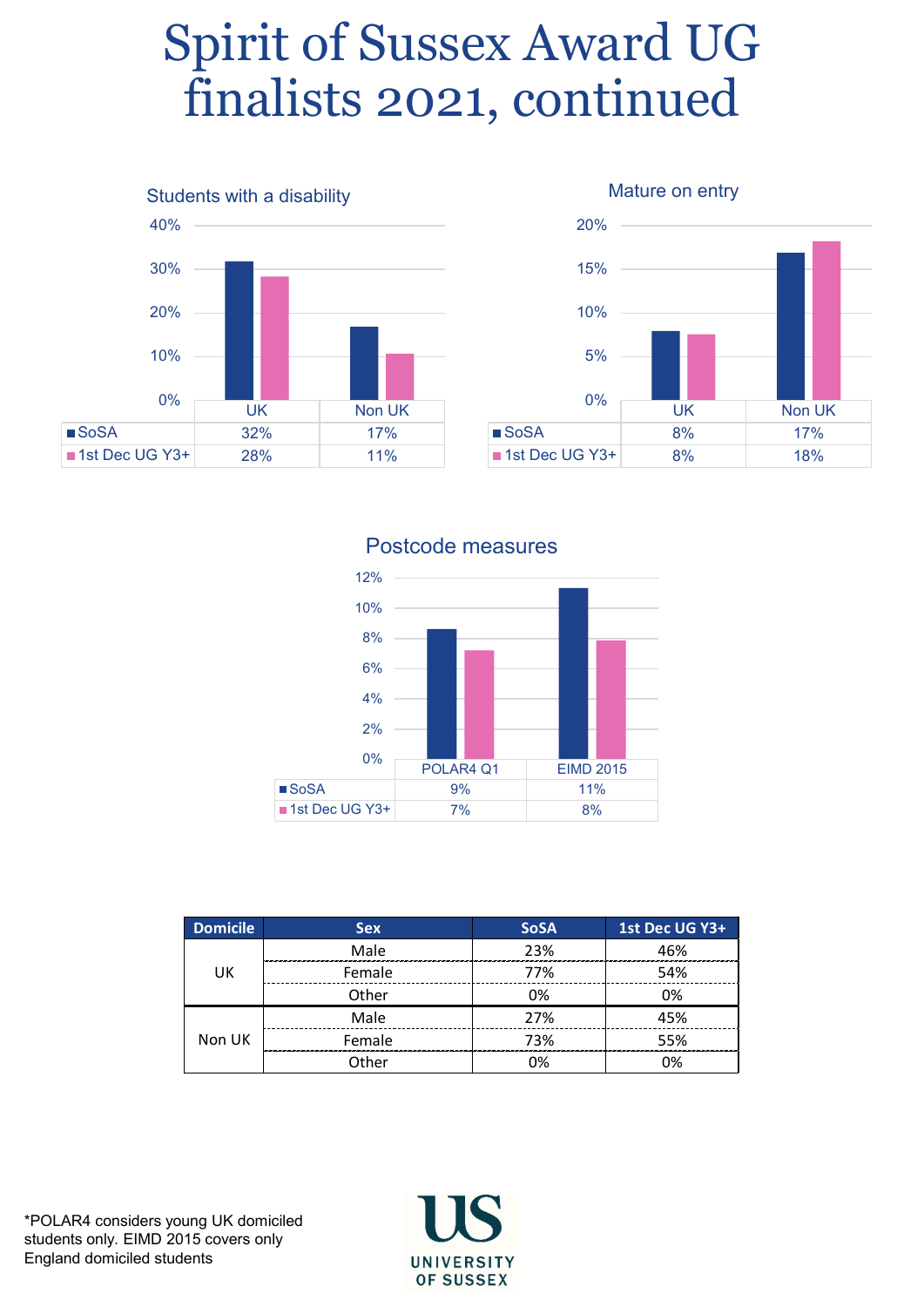# Spirit of Sussex Award UG finalists 2021, continued

Students with a disability

40%
30%
20%
10%
0%

UK
Non UK

SoSA: 32% (UK), 17% (Non UK)
1st Dec UG Y3+: 28% (UK), 11% (Non UK)

Mature on entry

20%
15%
10%
5%
0%

UK
Non UK

SoSA: 8% (UK), 17% (Non UK)
1st Dec UG Y3+: 8% (UK), 18% (Non UK)

Postcode measures

12%
10%
8%
6%
4%
2%
0%

POLAR4 Q1
EIMD 2015

SoSA: 9% (POLAR4 Q1), 11% (EIMD 2015)
1st Dec UG Y3+: 7% (POLAR4 Q1), 8% (EIMD 2015)

| Domicile | Sex | SoSA | 1st Dec UG Y3+ |
|---|---|---|---|
| UK | Male | 23% | 46% |
| | Female | 77% | 54% |
| | Other | 0% | 0% |
| Non UK | Male | 27% | 45% |
| | Female | 73% | 55% |
| | Other | 0% | 0% |

*POLAR4 considers young UK domiciled students only. EIMD 2015 covers only England domiciled students

US
UNIVERSITY OF SUSSEX